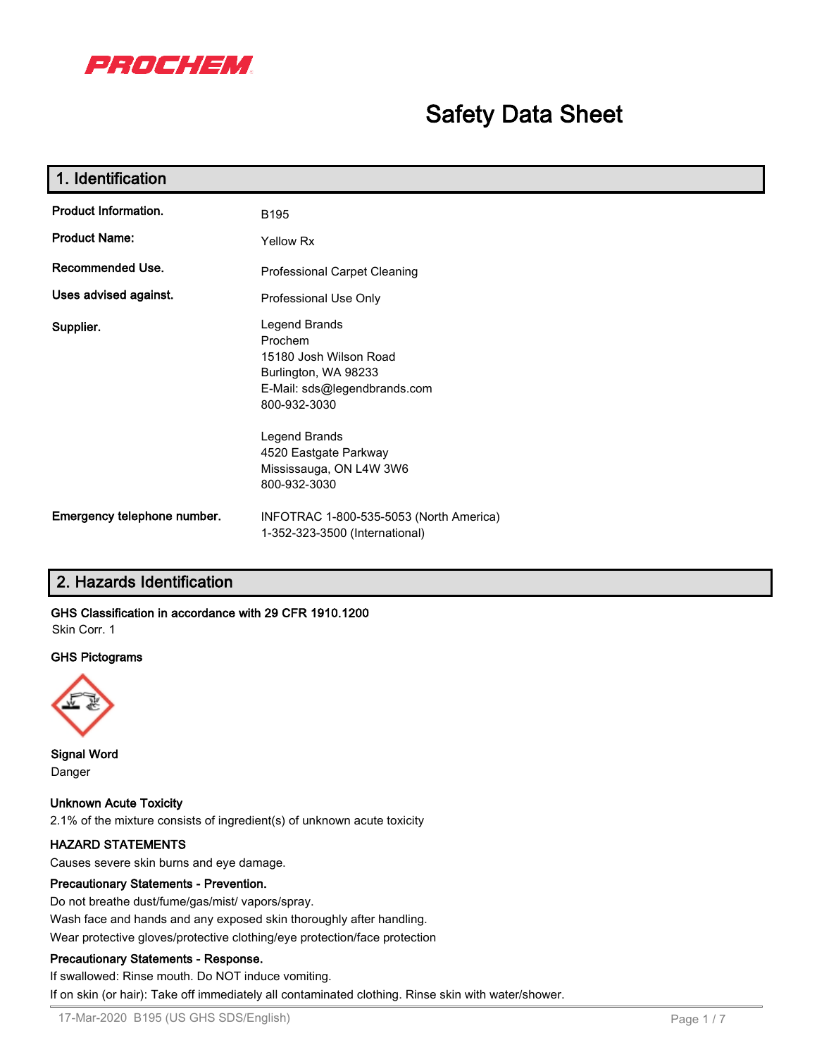PROCHEM

# Safety Data Sheet

## 1. Identification

| | |
|---|---|
| **Product Information.** | B195 |
| **Product Name:** | Yellow Rx |
| **Recommended Use.** | Professional Carpet Cleaning |
| **Uses advised against.** | Professional Use Only |
| **Supplier.** | Legend Brands<br>Prochem<br>15180 Josh Wilson Road<br>Burlington, WA 98233<br>E-Mail: sds@legendbrands.com<br>800-932-3030<br><br>Legend Brands<br>4520 Eastgate Parkway<br>Mississauga, ON L4W 3W6<br>800-932-3030 |
| **Emergency telephone number.** | INFOTRAC 1-800-535-5053 (North America)<br>1-352-323-3500 (International) |

## 2. Hazards Identification

**GHS Classification in accordance with 29 CFR 1910.1200**

Skin Corr. 1

**GHS Pictograms**

**Signal Word**

Danger

**Unknown Acute Toxicity**

2.1% of the mixture consists of ingredient(s) of unknown acute toxicity

**HAZARD STATEMENTS**

Causes severe skin burns and eye damage.

**Precautionary Statements - Prevention.**

Do not breathe dust/fume/gas/mist/ vapors/spray.

Wash face and hands and any exposed skin thoroughly after handling.

Wear protective gloves/protective clothing/eye protection/face protection

**Precautionary Statements - Response.**

If swallowed: Rinse mouth. Do NOT induce vomiting.

If on skin (or hair): Take off immediately all contaminated clothing. Rinse skin with water/shower.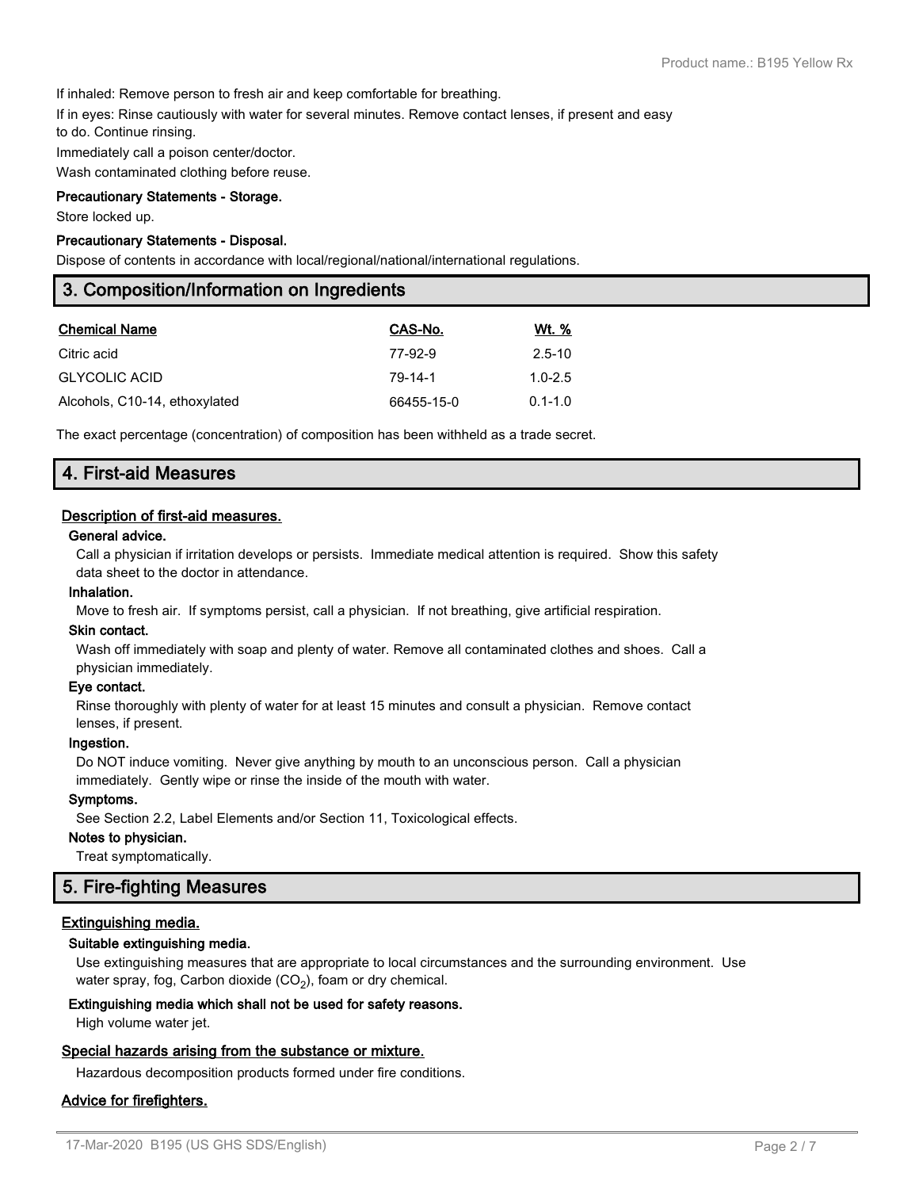If inhaled: Remove person to fresh air and keep comfortable for breathing.

If in eyes: Rinse cautiously with water for several minutes. Remove contact lenses, if present and easy to do. Continue rinsing.

Immediately call a poison center/doctor.

Wash contaminated clothing before reuse.

**Precautionary Statements - Storage.**

Store locked up.

**Precautionary Statements - Disposal.**

Dispose of contents in accordance with local/regional/national/international regulations.

## 3. Composition/Information on Ingredients

| Chemical Name | CAS-No. | Wt. % |
|---|---|---|
| Citric acid | 77-92-9 | 2.5-10 |
| GLYCOLIC ACID | 79-14-1 | 1.0-2.5 |
| Alcohols, C10-14, ethoxylated | 66455-15-0 | 0.1-1.0 |

The exact percentage (concentration) of composition has been withheld as a trade secret.

## 4. First-aid Measures

### Description of first-aid measures.

**General advice.**

Call a physician if irritation develops or persists. Immediate medical attention is required. Show this safety data sheet to the doctor in attendance.

**Inhalation.**

Move to fresh air. If symptoms persist, call a physician. If not breathing, give artificial respiration.

**Skin contact.**

Wash off immediately with soap and plenty of water. Remove all contaminated clothes and shoes. Call a physician immediately.

**Eye contact.**

Rinse thoroughly with plenty of water for at least 15 minutes and consult a physician. Remove contact lenses, if present.

**Ingestion.**

Do NOT induce vomiting. Never give anything by mouth to an unconscious person. Call a physician immediately. Gently wipe or rinse the inside of the mouth with water.

**Symptoms.**

See Section 2.2, Label Elements and/or Section 11, Toxicological effects.

**Notes to physician.**

Treat symptomatically.

## 5. Fire-fighting Measures

### Extinguishing media.

**Suitable extinguishing media.**

Use extinguishing measures that are appropriate to local circumstances and the surrounding environment. Use water spray, fog, Carbon dioxide ($CO_2$), foam or dry chemical.

**Extinguishing media which shall not be used for safety reasons.**

High volume water jet.

### Special hazards arising from the substance or mixture.

Hazardous decomposition products formed under fire conditions.

### Advice for firefighters.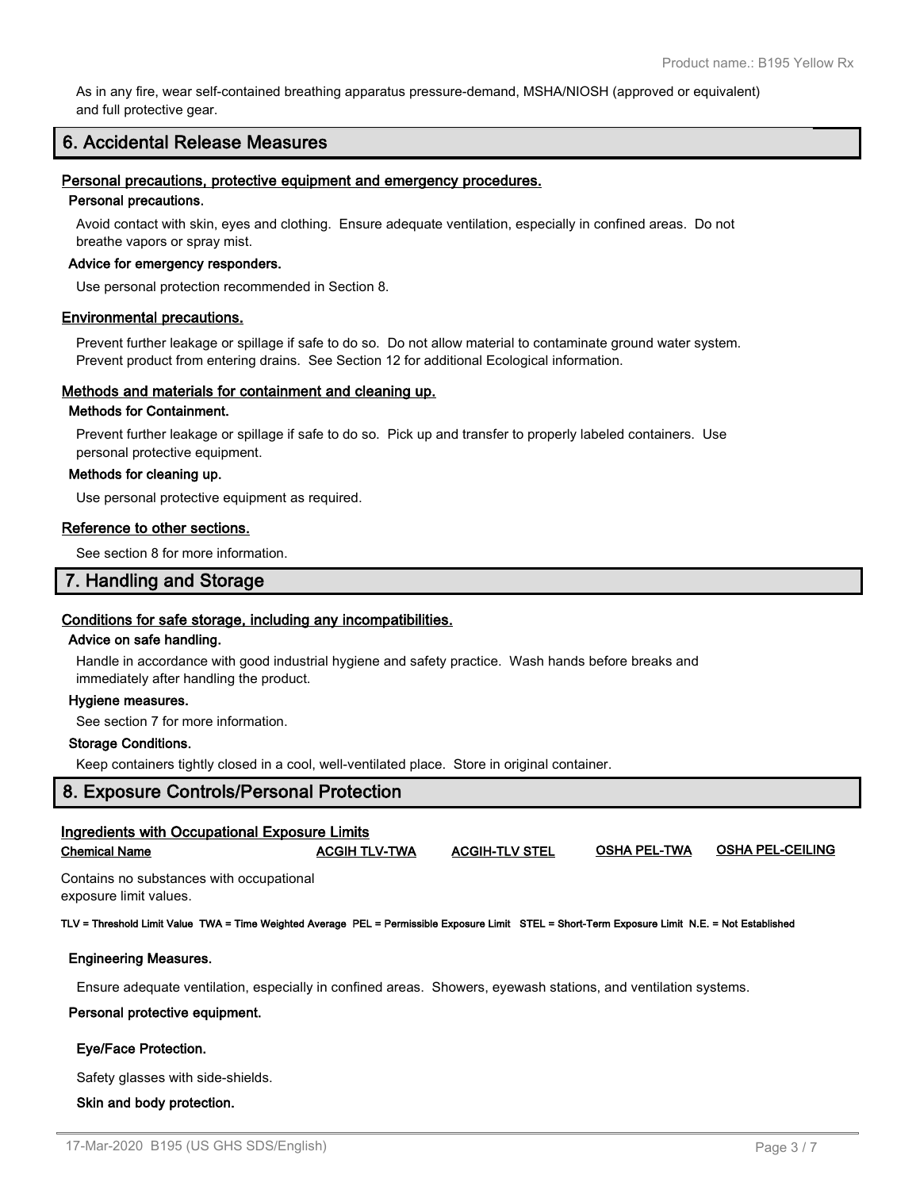As in any fire, wear self-contained breathing apparatus pressure-demand, MSHA/NIOSH (approved or equivalent) and full protective gear.

## 6. Accidental Release Measures

### Personal precautions, protective equipment and emergency procedures.

**Personal precautions.**

Avoid contact with skin, eyes and clothing. Ensure adequate ventilation, especially in confined areas. Do not breathe vapors or spray mist.

**Advice for emergency responders.**

Use personal protection recommended in Section 8.

### Environmental precautions.

Prevent further leakage or spillage if safe to do so. Do not allow material to contaminate ground water system. Prevent product from entering drains. See Section 12 for additional Ecological information.

### Methods and materials for containment and cleaning up.

**Methods for Containment.**

Prevent further leakage or spillage if safe to do so. Pick up and transfer to properly labeled containers. Use personal protective equipment.

**Methods for cleaning up.**

Use personal protective equipment as required.

### Reference to other sections.

See section 8 for more information.

## 7. Handling and Storage

### Conditions for safe storage, including any incompatibilities.

**Advice on safe handling.**

Handle in accordance with good industrial hygiene and safety practice. Wash hands before breaks and immediately after handling the product.

**Hygiene measures.**

See section 7 for more information.

**Storage Conditions.**

Keep containers tightly closed in a cool, well-ventilated place. Store in original container.

## 8. Exposure Controls/Personal Protection

### Ingredients with Occupational Exposure Limits

| Chemical Name | ACGIH TLV-TWA | ACGIH-TLV STEL | OSHA PEL-TWA | OSHA PEL-CEILING |
|---|---|---|---|---|
| Contains no substances with occupational exposure limit values. | | | | |

**TLV = Threshold Limit Value TWA = Time Weighted Average PEL = Permissible Exposure Limit STEL = Short-Term Exposure Limit N.E. = Not Established**

**Engineering Measures.**

Ensure adequate ventilation, especially in confined areas. Showers, eyewash stations, and ventilation systems.

**Personal protective equipment.**

**Eye/Face Protection.**

Safety glasses with side-shields.

**Skin and body protection.**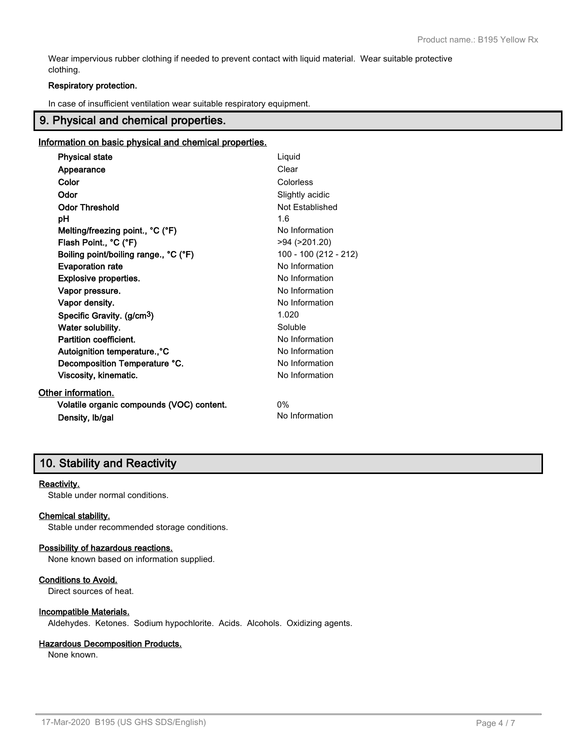Wear impervious rubber clothing if needed to prevent contact with liquid material. Wear suitable protective clothing.

**Respiratory protection.**

In case of insufficient ventilation wear suitable respiratory equipment.

## 9. Physical and chemical properties.

### Information on basic physical and chemical properties.

| Property | Value |
|---|---|
| **Physical state** | Liquid |
| **Appearance** | Clear |
| **Color** | Colorless |
| **Odor** | Slightly acidic |
| **Odor Threshold** | Not Established |
| **pH** | 1.6 |
| **Melting/freezing point., °C (°F)** | No Information |
| **Flash Point., °C (°F)** | >94 (>201.20) |
| **Boiling point/boiling range., °C (°F)** | 100 - 100 (212 - 212) |
| **Evaporation rate** | No Information |
| **Explosive properties.** | No Information |
| **Vapor pressure.** | No Information |
| **Vapor density.** | No Information |
| **Specific Gravity. ($g/cm^3$)** | 1.020 |
| **Water solubility.** | Soluble |
| **Partition coefficient.** | No Information |
| **Autoignition temperature.,°C** | No Information |
| **Decomposition Temperature °C.** | No Information |
| **Viscosity, kinematic.** | No Information |

### Other information.

| Property | Value |
|---|---|
| **Volatile organic compounds (VOC) content.** | 0% |
| **Density, lb/gal** | No Information |

## 10. Stability and Reactivity

### Reactivity.

Stable under normal conditions.

### Chemical stability.

Stable under recommended storage conditions.

### Possibility of hazardous reactions.

None known based on information supplied.

### Conditions to Avoid.

Direct sources of heat.

### Incompatible Materials.

Aldehydes. Ketones. Sodium hypochlorite. Acids. Alcohols. Oxidizing agents.

### Hazardous Decomposition Products.

None known.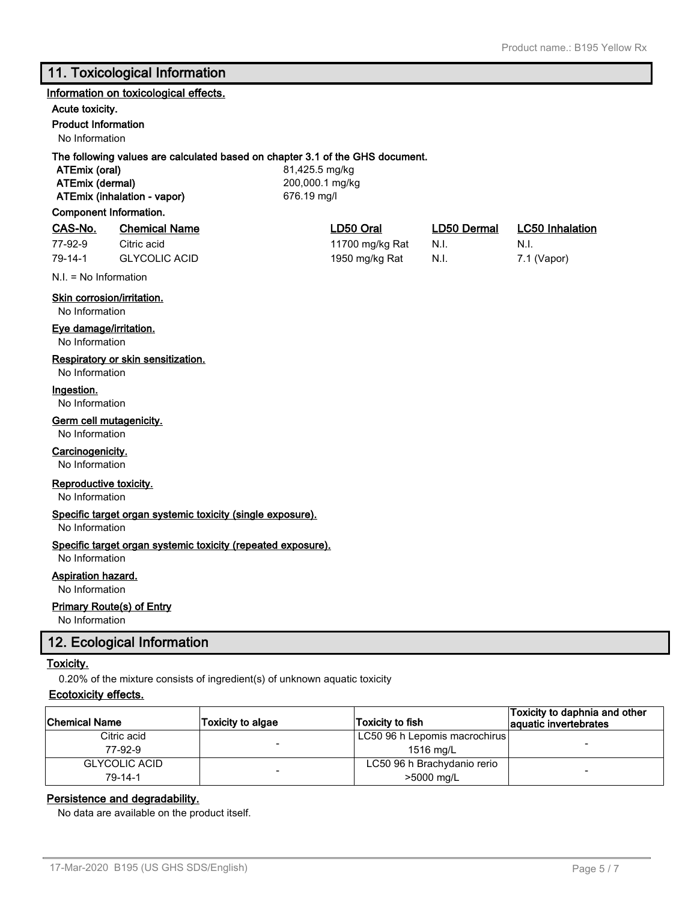## 11. Toxicological Information

**Information on toxicological effects.**

**Acute toxicity.**

**Product Information**

No Information

**The following values are calculated based on chapter 3.1 of the GHS document.**

| | |
|---|---|
| **ATEmix (oral)** | 81,425.5 mg/kg |
| **ATEmix (dermal)** | 200,000.1 mg/kg |
| **ATEmix (inhalation - vapor)** | 676.19 mg/l |

**Component Information.**

| CAS-No. | Chemical Name | LD50 Oral | LD50 Dermal | LC50 Inhalation |
|---|---|---|---|---|
| 77-92-9 | Citric acid | 11700 mg/kg Rat | N.I. | N.I. |
| 79-14-1 | GLYCOLIC ACID | 1950 mg/kg Rat | N.I. | 7.1 (Vapor) |

N.I. = No Information

**Skin corrosion/irritation.**

No Information

**Eye damage/irritation.**

No Information

**Respiratory or skin sensitization.**

No Information

**Ingestion.**

No Information

**Germ cell mutagenicity.**

No Information

**Carcinogenicity.**

No Information

**Reproductive toxicity.**

No Information

**Specific target organ systemic toxicity (single exposure).**

No Information

**Specific target organ systemic toxicity (repeated exposure).**

No Information

**Aspiration hazard.**

No Information

**Primary Route(s) of Entry**

No Information

## 12. Ecological Information

**Toxicity.**

0.20% of the mixture consists of ingredient(s) of unknown aquatic toxicity

**Ecotoxicity effects.**

| Chemical Name | Toxicity to algae | Toxicity to fish | Toxicity to daphnia and other aquatic invertebrates |
|---|---|---|---|
| Citric acid 77-92-9 | - | LC50 96 h Lepomis macrochirus 1516 mg/L | - |
| GLYCOLIC ACID 79-14-1 | - | LC50 96 h Brachydanio rerio >5000 mg/L | - |

**Persistence and degradability.**

No data are available on the product itself.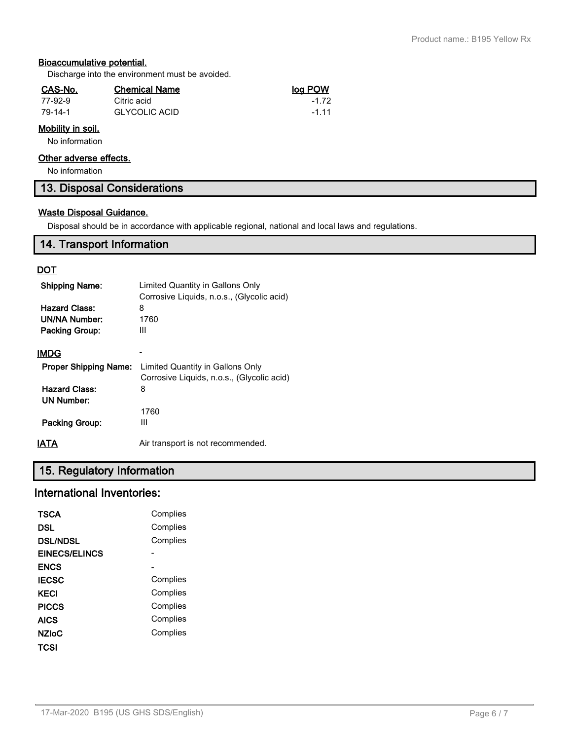### Bioaccumulative potential.

Discharge into the environment must be avoided.

| CAS-No. | Chemical Name | log POW |
|---|---|---|
| 77-92-9 | Citric acid | -1.72 |
| 79-14-1 | GLYCOLIC ACID | -1.11 |

### Mobility in soil.

No information

### Other adverse effects.

No information

## 13. Disposal Considerations

### Waste Disposal Guidance.

Disposal should be in accordance with applicable regional, national and local laws and regulations.

## 14. Transport Information

### DOT

| | |
|---|---|
| **Shipping Name:** | Limited Quantity in Gallons Only<br>Corrosive Liquids, n.o.s., (Glycolic acid) |
| **Hazard Class:** | 8 |
| **UN/NA Number:** | 1760 |
| **Packing Group:** | III |

### IMDG

-

| | |
|---|---|
| **Proper Shipping Name:** | Limited Quantity in Gallons Only<br>Corrosive Liquids, n.o.s., (Glycolic acid) |
| **Hazard Class:** | 8 |
| **UN Number:** | 1760 |
| **Packing Group:** | III |

**IATA** Air transport is not recommended.

## 15. Regulatory Information

## International Inventories:

| | |
|---|---|
| **TSCA** | Complies |
| **DSL** | Complies |
| **DSL/NDSL** | Complies |
| **EINECS/ELINCS** | - |
| **ENCS** | - |
| **IECSC** | Complies |
| **KECI** | Complies |
| **PICCS** | Complies |
| **AICS** | Complies |
| **NZIoC** | Complies |
| **TCSI** | |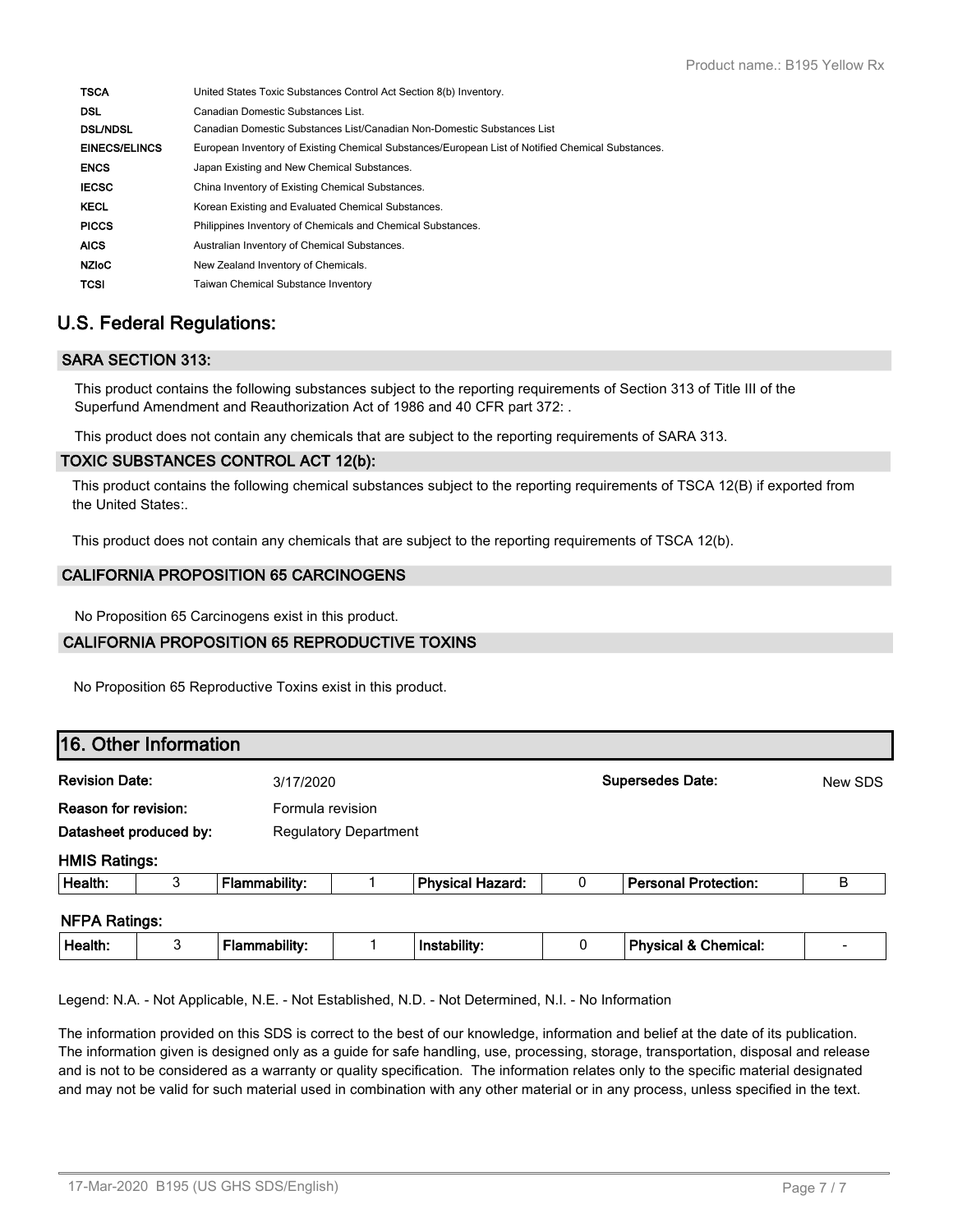| | |
|---|---|
| **TSCA** | United States Toxic Substances Control Act Section 8(b) Inventory. |
| **DSL** | Canadian Domestic Substances List. |
| **DSL/NDSL** | Canadian Domestic Substances List/Canadian Non-Domestic Substances List |
| **EINECS/ELINCS** | European Inventory of Existing Chemical Substances/European List of Notified Chemical Substances. |
| **ENCS** | Japan Existing and New Chemical Substances. |
| **IECSC** | China Inventory of Existing Chemical Substances. |
| **KECL** | Korean Existing and Evaluated Chemical Substances. |
| **PICCS** | Philippines Inventory of Chemicals and Chemical Substances. |
| **AICS** | Australian Inventory of Chemical Substances. |
| **NZIoC** | New Zealand Inventory of Chemicals. |
| **TCSI** | Taiwan Chemical Substance Inventory |

## U.S. Federal Regulations:

### SARA SECTION 313:

This product contains the following substances subject to the reporting requirements of Section 313 of Title III of the Superfund Amendment and Reauthorization Act of 1986 and 40 CFR part 372: .

This product does not contain any chemicals that are subject to the reporting requirements of SARA 313.

### TOXIC SUBSTANCES CONTROL ACT 12(b):

This product contains the following chemical substances subject to the reporting requirements of TSCA 12(B) if exported from the United States:.

This product does not contain any chemicals that are subject to the reporting requirements of TSCA 12(b).

### CALIFORNIA PROPOSITION 65 CARCINOGENS

No Proposition 65 Carcinogens exist in this product.

### CALIFORNIA PROPOSITION 65 REPRODUCTIVE TOXINS

No Proposition 65 Reproductive Toxins exist in this product.

## 16. Other Information

**Revision Date:** 3/17/2020 **Supersedes Date:** New SDS

**Reason for revision:** Formula revision

**Datasheet produced by:** Regulatory Department

**HMIS Ratings:**

| | | | | | | | |
|---|---|---|---|---|---|---|---|
| **Health:** | 3 | **Flammability:** | 1 | **Physical Hazard:** | 0 | **Personal Protection:** | B |

**NFPA Ratings:**

| | | | | | | | |
|---|---|---|---|---|---|---|---|
| **Health:** | 3 | **Flammability:** | 1 | **Instability:** | 0 | **Physical & Chemical:** | - |

Legend: N.A. - Not Applicable, N.E. - Not Established, N.D. - Not Determined, N.I. - No Information

The information provided on this SDS is correct to the best of our knowledge, information and belief at the date of its publication. The information given is designed only as a guide for safe handling, use, processing, storage, transportation, disposal and release and is not to be considered as a warranty or quality specification. The information relates only to the specific material designated and may not be valid for such material used in combination with any other material or in any process, unless specified in the text.